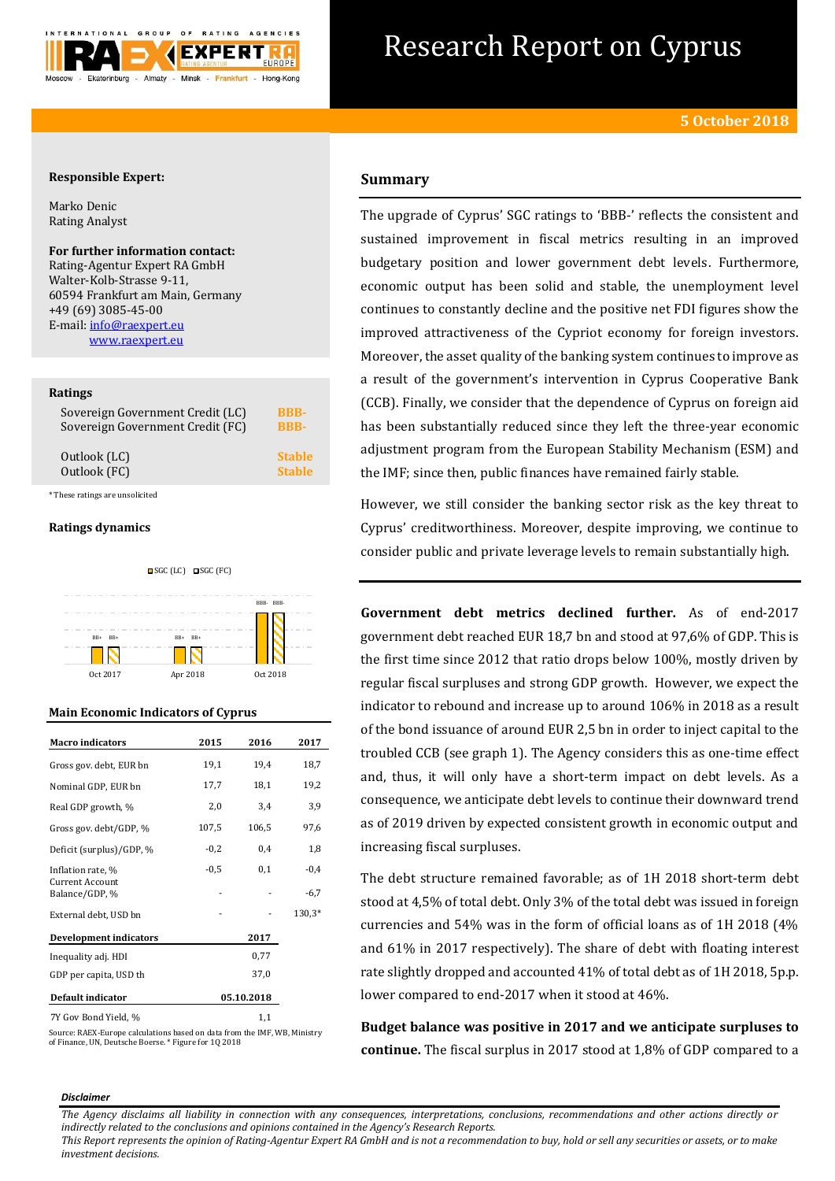# Research Report on Cyprus

**5 October 2018**

**Responsible Expert:**

Marko Denic
Rating Analyst

**For further information contact:**
Rating-Agentur Expert RA GmbH
Walter-Kolb-Strasse 9-11,
60594 Frankfurt am Main, Germany
+49 (69) 3085-45-00
E-mail: info@raexpert.eu
www.raexpert.eu

**Ratings**

| | |
|---|---|
| Sovereign Government Credit (LC) | BBB- |
| Sovereign Government Credit (FC) | BBB- |
| Outlook (LC) | Stable |
| Outlook (FC) | Stable |

*These ratings are unsolicited

**Ratings dynamics**

| | Oct 2017 | Apr 2018 | Oct 2018 |
|---|---|---|---|
| SGC (LC) | BB+ | BB+ | BBB- |
| SGC (FC) | BB+ | BB+ | BBB- |

**Main Economic Indicators of Cyprus**

| Macro indicators | 2015 | 2016 | 2017 |
|---|---|---|---|
| Gross gov. debt, EUR bn | 19,1 | 19,4 | 18,7 |
| Nominal GDP, EUR bn | 17,7 | 18,1 | 19,2 |
| Real GDP growth, % | 2,0 | 3,4 | 3,9 |
| Gross gov. debt/GDP, % | 107,5 | 106,5 | 97,6 |
| Deficit (surplus)/GDP, % | -0,2 | 0,4 | 1,8 |
| Inflation rate, % | -0,5 | 0,1 | -0,4 |
| Current Account Balance/GDP, % | - | - | -6,7 |
| External debt, USD bn | - | - | 130,3* |
| **Development indicators** | | **2017** | |
| Inequality adj. HDI | | 0,77 | |
| GDP per capita, USD th | | 37,0 | |
| **Default indicator** | | **05.10.2018** | |
| 7Y Gov Bond Yield, % | | 1,1 | |

Source: RAEX-Europe calculations based on data from the IMF, WB, Ministry of Finance, UN, Deutsche Boerse. * Figure for 1Q 2018

## Summary

The upgrade of Cyprus' SGC ratings to 'BBB-' reflects the consistent and sustained improvement in fiscal metrics resulting in an improved budgetary position and lower government debt levels. Furthermore, economic output has been solid and stable, the unemployment level continues to constantly decline and the positive net FDI figures show the improved attractiveness of the Cypriot economy for foreign investors. Moreover, the asset quality of the banking system continues to improve as a result of the government's intervention in Cyprus Cooperative Bank (CCB). Finally, we consider that the dependence of Cyprus on foreign aid has been substantially reduced since they left the three-year economic adjustment program from the European Stability Mechanism (ESM) and the IMF; since then, public finances have remained fairly stable.

However, we still consider the banking sector risk as the key threat to Cyprus' creditworthiness. Moreover, despite improving, we continue to consider public and private leverage levels to remain substantially high.

**Government debt metrics declined further.** As of end-2017 government debt reached EUR 18,7 bn and stood at 97,6% of GDP. This is the first time since 2012 that ratio drops below 100%, mostly driven by regular fiscal surpluses and strong GDP growth. However, we expect the indicator to rebound and increase up to around 106% in 2018 as a result of the bond issuance of around EUR 2,5 bn in order to inject capital to the troubled CCB (see graph 1). The Agency considers this as one-time effect and, thus, it will only have a short-term impact on debt levels. As a consequence, we anticipate debt levels to continue their downward trend as of 2019 driven by expected consistent growth in economic output and increasing fiscal surpluses.

The debt structure remained favorable; as of 1H 2018 short-term debt stood at 4,5% of total debt. Only 3% of the total debt was issued in foreign currencies and 54% was in the form of official loans as of 1H 2018 (4% and 61% in 2017 respectively). The share of debt with floating interest rate slightly dropped and accounted 41% of total debt as of 1H 2018, 5p.p. lower compared to end-2017 when it stood at 46%.

**Budget balance was positive in 2017 and we anticipate surpluses to continue.** The fiscal surplus in 2017 stood at 1,8% of GDP compared to a

*Disclaimer*

*The Agency disclaims all liability in connection with any consequences, interpretations, conclusions, recommendations and other actions directly or indirectly related to the conclusions and opinions contained in the Agency's Research Reports.*
*This Report represents the opinion of Rating-Agentur Expert RA GmbH and is not a recommendation to buy, hold or sell any securities or assets, or to make investment decisions.*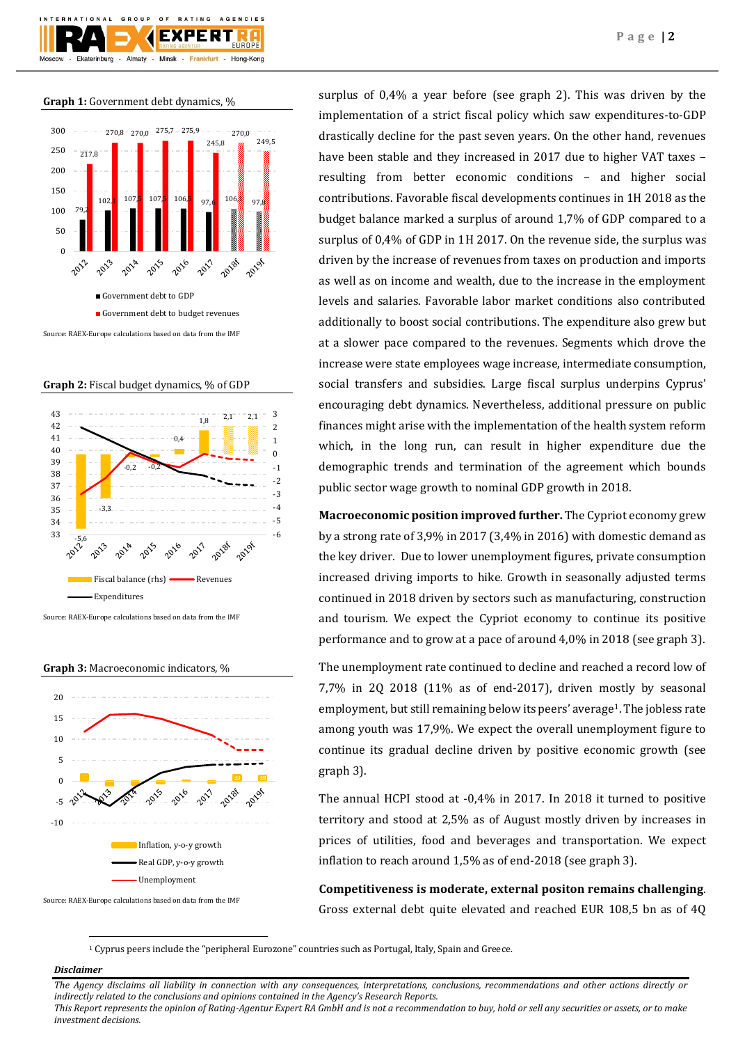**Graph 1:** Government debt dynamics, %

Source: RAEX-Europe calculations based on data from the IMF

**Graph 2:** Fiscal budget dynamics, % of GDP

Source: RAEX-Europe calculations based on data from the IMF

**Graph 3:** Macroeconomic indicators, %

Source: RAEX-Europe calculations based on data from the IMF

surplus of 0,4% a year before (see graph 2). This was driven by the implementation of a strict fiscal policy which saw expenditures-to-GDP drastically decline for the past seven years. On the other hand, revenues have been stable and they increased in 2017 due to higher VAT taxes – resulting from better economic conditions – and higher social contributions. Favorable fiscal developments continues in 1H 2018 as the budget balance marked a surplus of around 1,7% of GDP compared to a surplus of 0,4% of GDP in 1H 2017. On the revenue side, the surplus was driven by the increase of revenues from taxes on production and imports as well as on income and wealth, due to the increase in the employment levels and salaries. Favorable labor market conditions also contributed additionally to boost social contributions. The expenditure also grew but at a slower pace compared to the revenues. Segments which drove the increase were state employees wage increase, intermediate consumption, social transfers and subsidies. Large fiscal surplus underpins Cyprus' encouraging debt dynamics. Nevertheless, additional pressure on public finances might arise with the implementation of the health system reform which, in the long run, can result in higher expenditure due the demographic trends and termination of the agreement which bounds public sector wage growth to nominal GDP growth in 2018.

**Macroeconomic position improved further.** The Cypriot economy grew by a strong rate of 3,9% in 2017 (3,4% in 2016) with domestic demand as the key driver. Due to lower unemployment figures, private consumption increased driving imports to hike. Growth in seasonally adjusted terms continued in 2018 driven by sectors such as manufacturing, construction and tourism. We expect the Cypriot economy to continue its positive performance and to grow at a pace of around 4,0% in 2018 (see graph 3).

The unemployment rate continued to decline and reached a record low of 7,7% in 2Q 2018 (11% as of end-2017), driven mostly by seasonal employment, but still remaining below its peers' average[1]. The jobless rate among youth was 17,9%. We expect the overall unemployment figure to continue its gradual decline driven by positive economic growth (see graph 3).

The annual HCPI stood at -0,4% in 2017. In 2018 it turned to positive territory and stood at 2,5% as of August mostly driven by increases in prices of utilities, food and beverages and transportation. We expect inflation to reach around 1,5% as of end-2018 (see graph 3).

**Competitiveness is moderate, external positon remains challenging**. Gross external debt quite elevated and reached EUR 108,5 bn as of 4Q

[1] Cyprus peers include the "peripheral Eurozone" countries such as Portugal, Italy, Spain and Greece.

***Disclaimer***

*The Agency disclaims all liability in connection with any consequences, interpretations, conclusions, recommendations and other actions directly or indirectly related to the conclusions and opinions contained in the Agency's Research Reports.*
*This Report represents the opinion of Rating-Agentur Expert RA GmbH and is not a recommendation to buy, hold or sell any securities or assets, or to make investment decisions.*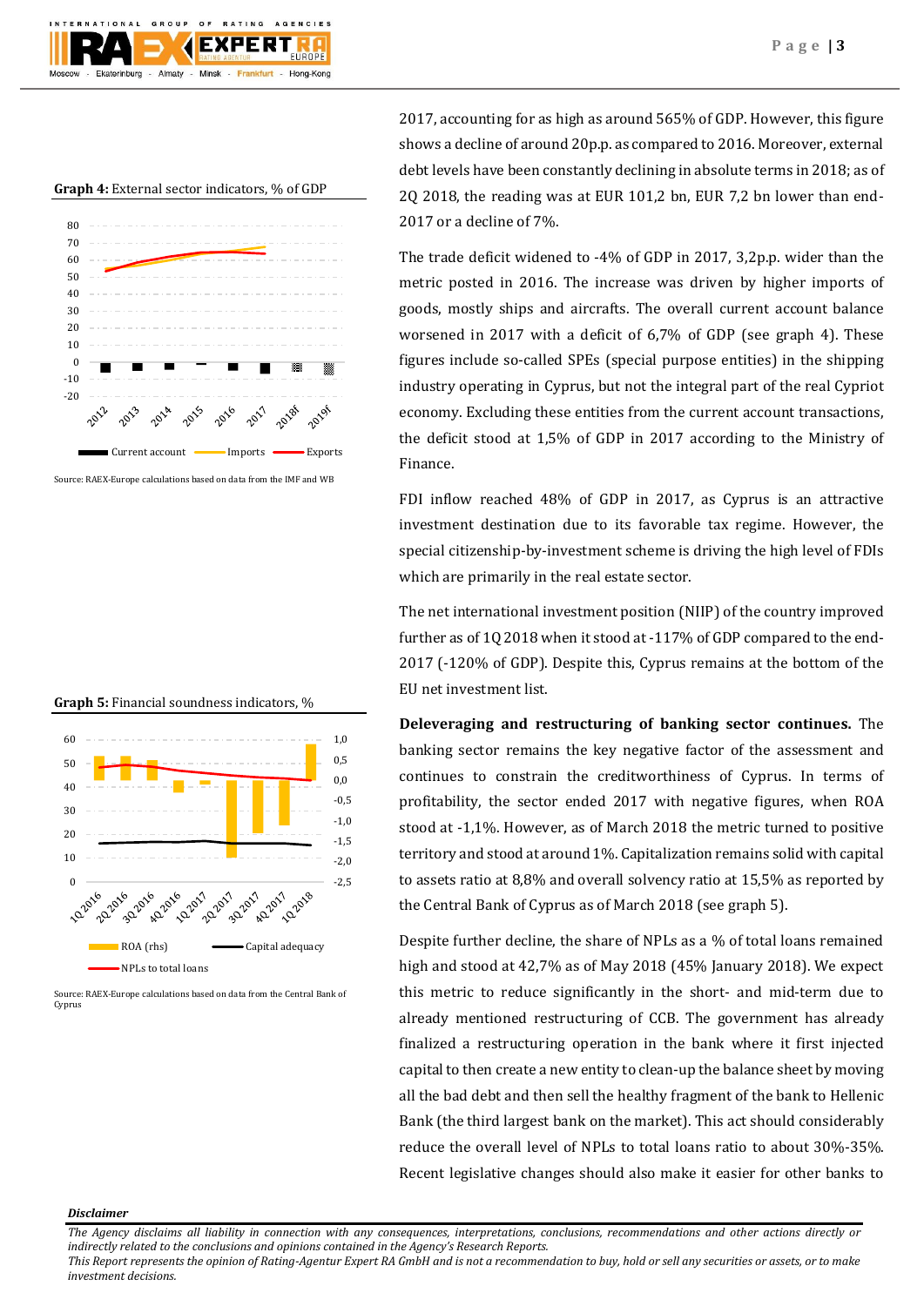**Graph 4:** External sector indicators, % of GDP

Source: RAEX-Europe calculations based on data from the IMF and WB

**Graph 5:** Financial soundness indicators, %

Source: RAEX-Europe calculations based on data from the Central Bank of Cyprus

2017, accounting for as high as around 565% of GDP. However, this figure shows a decline of around 20p.p. as compared to 2016. Moreover, external debt levels have been constantly declining in absolute terms in 2018; as of 2Q 2018, the reading was at EUR 101,2 bn, EUR 7,2 bn lower than end-2017 or a decline of 7%.

The trade deficit widened to -4% of GDP in 2017, 3,2p.p. wider than the metric posted in 2016. The increase was driven by higher imports of goods, mostly ships and aircrafts. The overall current account balance worsened in 2017 with a deficit of 6,7% of GDP (see graph 4). These figures include so-called SPEs (special purpose entities) in the shipping industry operating in Cyprus, but not the integral part of the real Cypriot economy. Excluding these entities from the current account transactions, the deficit stood at 1,5% of GDP in 2017 according to the Ministry of Finance.

FDI inflow reached 48% of GDP in 2017, as Cyprus is an attractive investment destination due to its favorable tax regime. However, the special citizenship-by-investment scheme is driving the high level of FDIs which are primarily in the real estate sector.

The net international investment position (NIIP) of the country improved further as of 1Q 2018 when it stood at -117% of GDP compared to the end-2017 (-120% of GDP). Despite this, Cyprus remains at the bottom of the EU net investment list.

**Deleveraging and restructuring of banking sector continues.** The banking sector remains the key negative factor of the assessment and continues to constrain the creditworthiness of Cyprus. In terms of profitability, the sector ended 2017 with negative figures, when ROA stood at -1,1%. However, as of March 2018 the metric turned to positive territory and stood at around 1%. Capitalization remains solid with capital to assets ratio at 8,8% and overall solvency ratio at 15,5% as reported by the Central Bank of Cyprus as of March 2018 (see graph 5).

Despite further decline, the share of NPLs as a % of total loans remained high and stood at 42,7% as of May 2018 (45% January 2018). We expect this metric to reduce significantly in the short- and mid-term due to already mentioned restructuring of CCB. The government has already finalized a restructuring operation in the bank where it first injected capital to then create a new entity to clean-up the balance sheet by moving all the bad debt and then sell the healthy fragment of the bank to Hellenic Bank (the third largest bank on the market). This act should considerably reduce the overall level of NPLs to total loans ratio to about 30%-35%. Recent legislative changes should also make it easier for other banks to

***Disclaimer***

*The Agency disclaims all liability in connection with any consequences, interpretations, conclusions, recommendations and other actions directly or indirectly related to the conclusions and opinions contained in the Agency's Research Reports.*
*This Report represents the opinion of Rating-Agentur Expert RA GmbH and is not a recommendation to buy, hold or sell any securities or assets, or to make investment decisions.*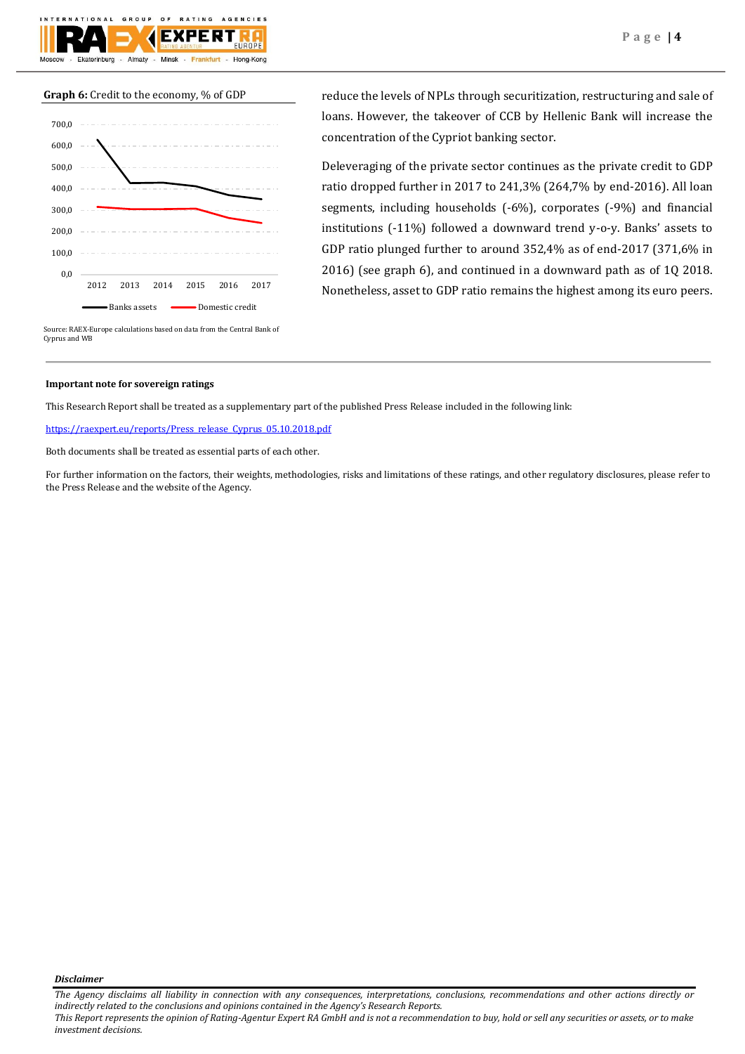**Graph 6:** Credit to the economy, % of GDP

700,0
600,0
500,0
400,0
300,0
200,0
100,0
0,0

2012 2013 2014 2015 2016 2017

Banks assets
Domestic credit

Source: RAEX-Europe calculations based on data from the Central Bank of Cyprus and WB

reduce the levels of NPLs through securitization, restructuring and sale of loans. However, the takeover of CCB by Hellenic Bank will increase the concentration of the Cypriot banking sector.

Deleveraging of the private sector continues as the private credit to GDP ratio dropped further in 2017 to 241,3% (264,7% by end-2016). All loan segments, including households (-6%), corporates (-9%) and financial institutions (-11%) followed a downward trend y-o-y. Banks' assets to GDP ratio plunged further to around 352,4% as of end-2017 (371,6% in 2016) (see graph 6), and continued in a downward path as of 1Q 2018. Nonetheless, asset to GDP ratio remains the highest among its euro peers.

---

**Important note for sovereign ratings**

This Research Report shall be treated as a supplementary part of the published Press Release included in the following link:

https://raexpert.eu/reports/Press_release_Cyprus_05.10.2018.pdf

Both documents shall be treated as essential parts of each other.

For further information on the factors, their weights, methodologies, risks and limitations of these ratings, and other regulatory disclosures, please refer to the Press Release and the website of the Agency.

***Disclaimer***

*The Agency disclaims all liability in connection with any consequences, interpretations, conclusions, recommendations and other actions directly or indirectly related to the conclusions and opinions contained in the Agency's Research Reports.*

*This Report represents the opinion of Rating-Agentur Expert RA GmbH and is not a recommendation to buy, hold or sell any securities or assets, or to make investment decisions.*